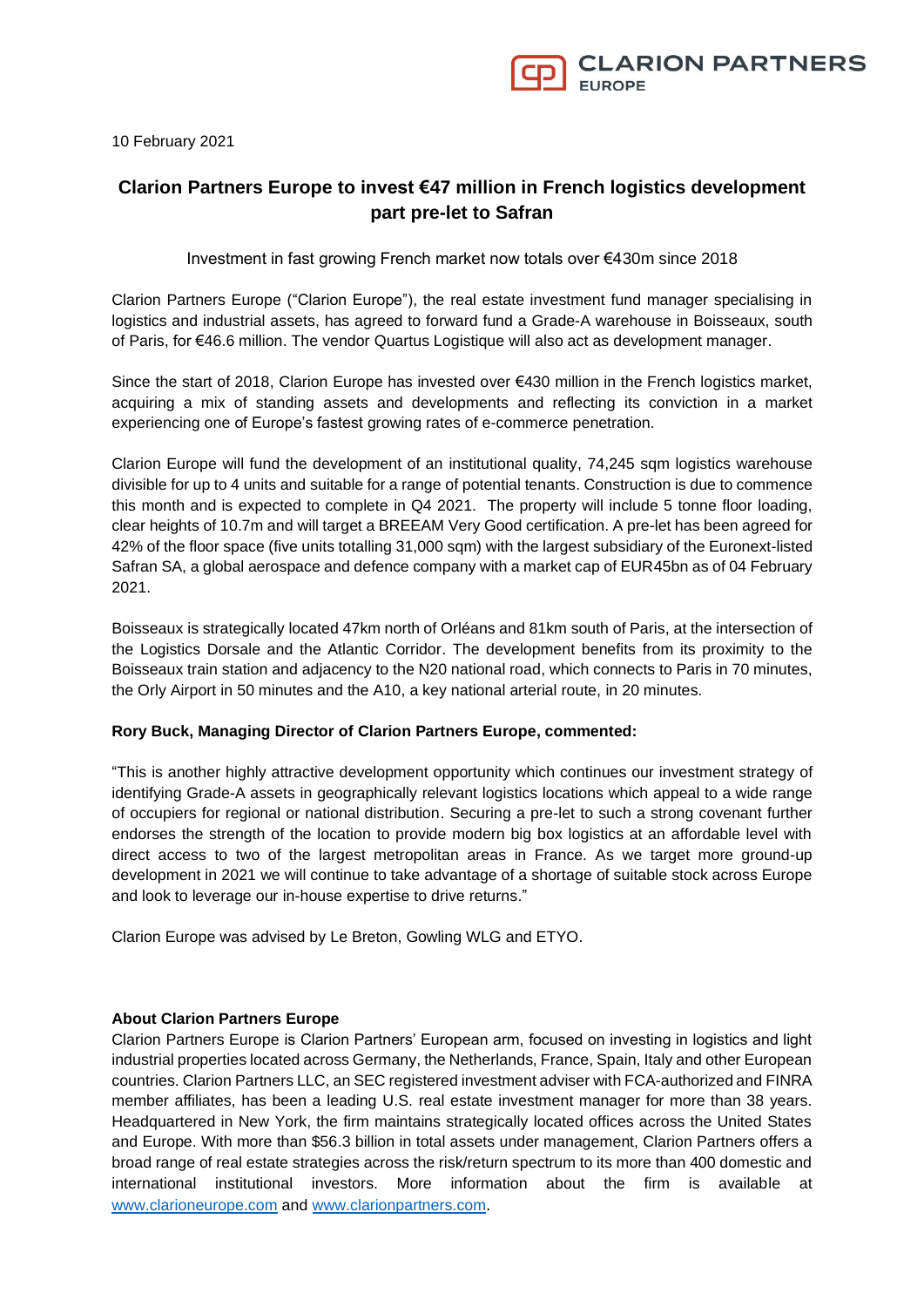10 February 2021

# Clarion Partners Europe to invest €47 million in French logistics development part pre-let to Safran

Investment in fast growing French market now totals over €430m since 2018

Clarion Partners Europe ("Clarion Europe"), the real estate investment fund manager specialising in logistics and industrial assets, has agreed to forward fund a Grade-A warehouse in Boisseaux, south of Paris, for €46.6 million. The vendor Quartus Logistique will also act as development manager.

Since the start of 2018, Clarion Europe has invested over €430 million in the French logistics market, acquiring a mix of standing assets and developments and reflecting its conviction in a market experiencing one of Europe's fastest growing rates of e-commerce penetration.

Clarion Europe will fund the development of an institutional quality, 74,245 sqm logistics warehouse divisible for up to 4 units and suitable for a range of potential tenants. Construction is due to commence this month and is expected to complete in Q4 2021. The property will include 5 tonne floor loading, clear heights of 10.7m and will target a BREEAM Very Good certification. A pre-let has been agreed for 42% of the floor space (five units totalling 31,000 sqm) with the largest subsidiary of the Euronext-listed Safran SA, a global aerospace and defence company with a market cap of EUR45bn as of 04 February 2021.

Boisseaux is strategically located 47km north of Orléans and 81km south of Paris, at the intersection of the Logistics Dorsale and the Atlantic Corridor. The development benefits from its proximity to the Boisseaux train station and adjacency to the N20 national road, which connects to Paris in 70 minutes, the Orly Airport in 50 minutes and the A10, a key national arterial route, in 20 minutes.

**Rory Buck, Managing Director of Clarion Partners Europe, commented:**

"This is another highly attractive development opportunity which continues our investment strategy of identifying Grade-A assets in geographically relevant logistics locations which appeal to a wide range of occupiers for regional or national distribution. Securing a pre-let to such a strong covenant further endorses the strength of the location to provide modern big box logistics at an affordable level with direct access to two of the largest metropolitan areas in France. As we target more ground-up development in 2021 we will continue to take advantage of a shortage of suitable stock across Europe and look to leverage our in-house expertise to drive returns."

Clarion Europe was advised by Le Breton, Gowling WLG and ETYO.

**About Clarion Partners Europe**

Clarion Partners Europe is Clarion Partners' European arm, focused on investing in logistics and light industrial properties located across Germany, the Netherlands, France, Spain, Italy and other European countries. Clarion Partners LLC, an SEC registered investment adviser with FCA-authorized and FINRA member affiliates, has been a leading U.S. real estate investment manager for more than 38 years. Headquartered in New York, the firm maintains strategically located offices across the United States and Europe. With more than $56.3 billion in total assets under management, Clarion Partners offers a broad range of real estate strategies across the risk/return spectrum to its more than 400 domestic and international institutional investors. More information about the firm is available at [www.clarioneurope.com](http://www.clarioneurope.com) and [www.clarionpartners.com](http://www.clarionpartners.com).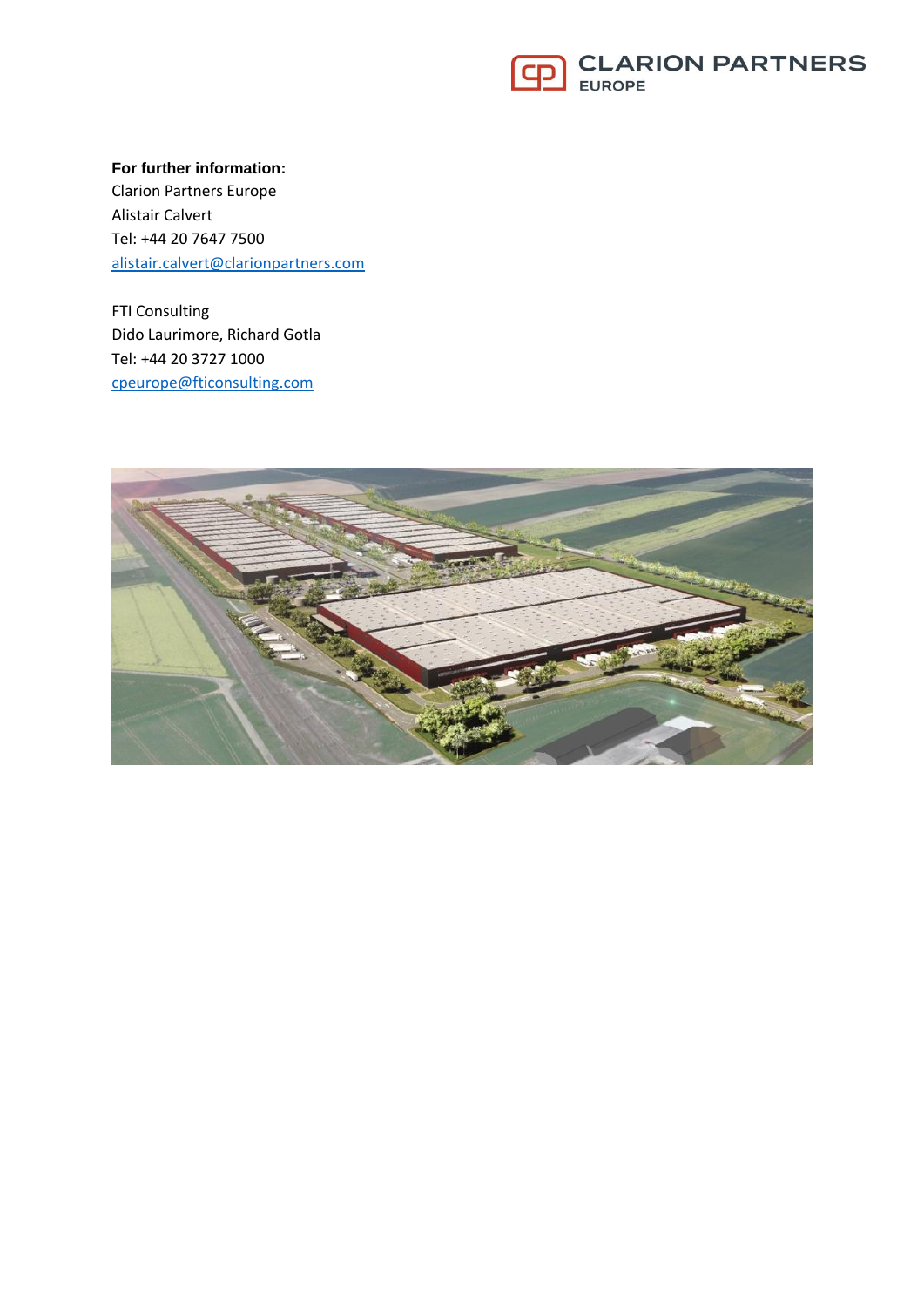**For further information:**
Clarion Partners Europe
Alistair Calvert
Tel: +44 20 7647 7500
alistair.calvert@clarionpartners.com

FTI Consulting
Dido Laurimore, Richard Gotla
Tel: +44 20 3727 1000
cpeurope@fticonsulting.com